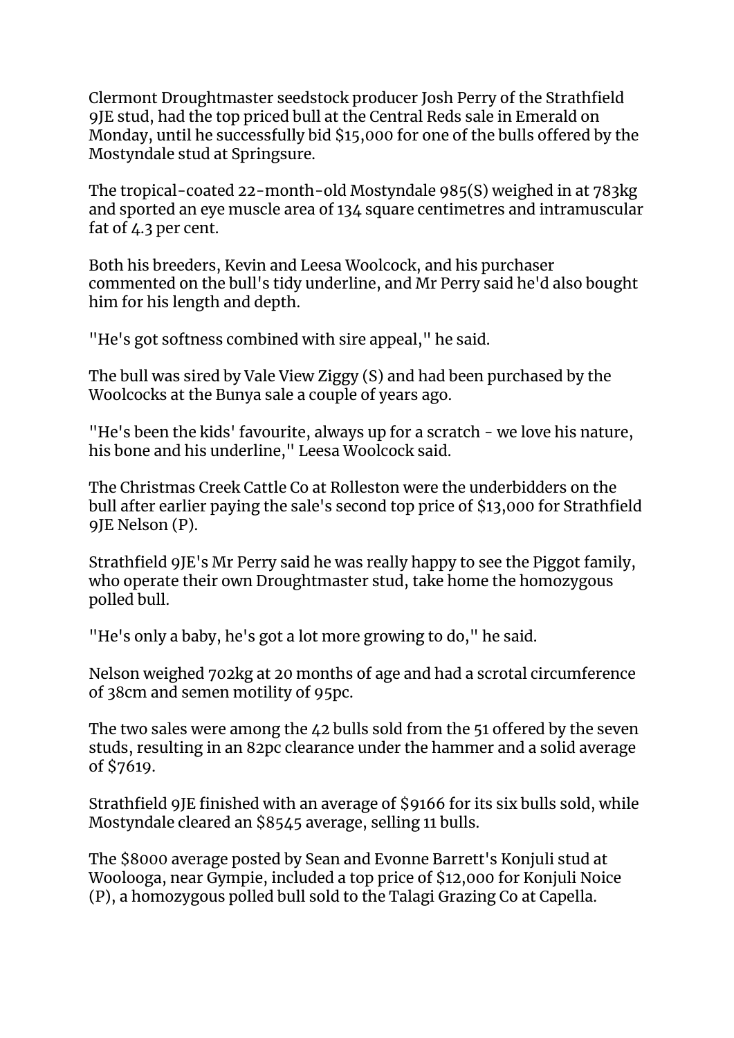Clermont Droughtmaster seedstock producer Josh Perry of the Strathfield 9JE stud, had the top priced bull at the Central Reds sale in Emerald on Monday, until he successfully bid $15,000 for one of the bulls offered by the Mostyndale stud at Springsure.

The tropical-coated 22-month-old Mostyndale 985(S) weighed in at 783kg and sported an eye muscle area of 134 square centimetres and intramuscular fat of 4.3 per cent.

Both his breeders, Kevin and Leesa Woolcock, and his purchaser commented on the bull's tidy underline, and Mr Perry said he'd also bought him for his length and depth.

"He's got softness combined with sire appeal," he said.

The bull was sired by Vale View Ziggy (S) and had been purchased by the Woolcocks at the Bunya sale a couple of years ago.

"He's been the kids' favourite, always up for a scratch - we love his nature, his bone and his underline," Leesa Woolcock said.

The Christmas Creek Cattle Co at Rolleston were the underbidders on the bull after earlier paying the sale's second top price of $13,000 for Strathfield 9JE Nelson (P).

Strathfield 9JE's Mr Perry said he was really happy to see the Piggot family, who operate their own Droughtmaster stud, take home the homozygous polled bull.

"He's only a baby, he's got a lot more growing to do," he said.

Nelson weighed 702kg at 20 months of age and had a scrotal circumference of 38cm and semen motility of 95pc.

The two sales were among the 42 bulls sold from the 51 offered by the seven studs, resulting in an 82pc clearance under the hammer and a solid average of $7619.

Strathfield 9JE finished with an average of $9166 for its six bulls sold, while Mostyndale cleared an $8545 average, selling 11 bulls.

The $8000 average posted by Sean and Evonne Barrett's Konjuli stud at Woolooga, near Gympie, included a top price of $12,000 for Konjuli Noice (P), a homozygous polled bull sold to the Talagi Grazing Co at Capella.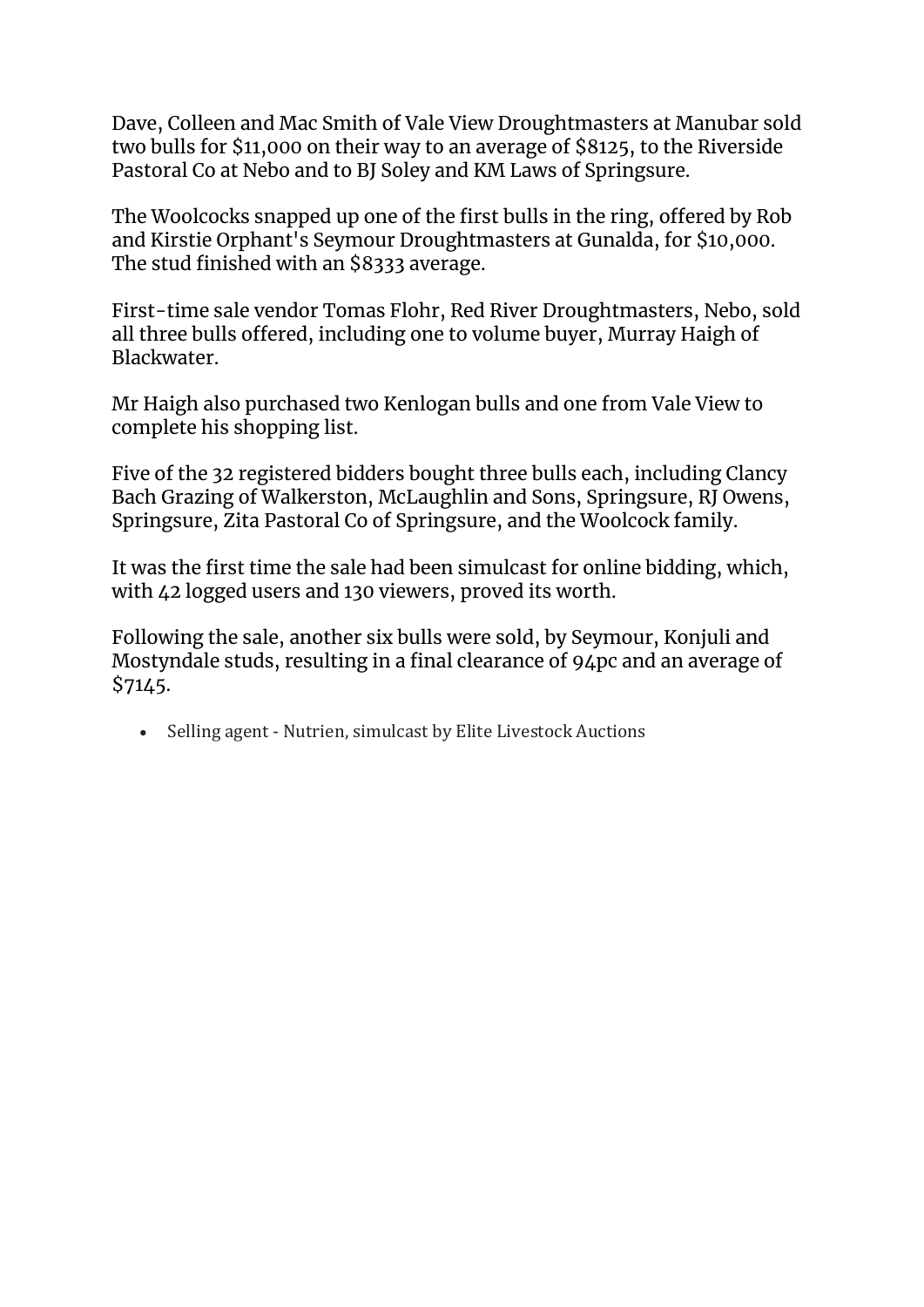Dave, Colleen and Mac Smith of Vale View Droughtmasters at Manubar sold two bulls for $11,000 on their way to an average of $8125, to the Riverside Pastoral Co at Nebo and to BJ Soley and KM Laws of Springsure.

The Woolcocks snapped up one of the first bulls in the ring, offered by Rob and Kirstie Orphant's Seymour Droughtmasters at Gunalda, for $10,000. The stud finished with an $8333 average.

First-time sale vendor Tomas Flohr, Red River Droughtmasters, Nebo, sold all three bulls offered, including one to volume buyer, Murray Haigh of Blackwater.

Mr Haigh also purchased two Kenlogan bulls and one from Vale View to complete his shopping list.

Five of the 32 registered bidders bought three bulls each, including Clancy Bach Grazing of Walkerston, McLaughlin and Sons, Springsure, RJ Owens, Springsure, Zita Pastoral Co of Springsure, and the Woolcock family.

It was the first time the sale had been simulcast for online bidding, which, with 42 logged users and 130 viewers, proved its worth.

Following the sale, another six bulls were sold, by Seymour, Konjuli and Mostyndale studs, resulting in a final clearance of 94pc and an average of $7145.

- Selling agent - Nutrien, simulcast by Elite Livestock Auctions